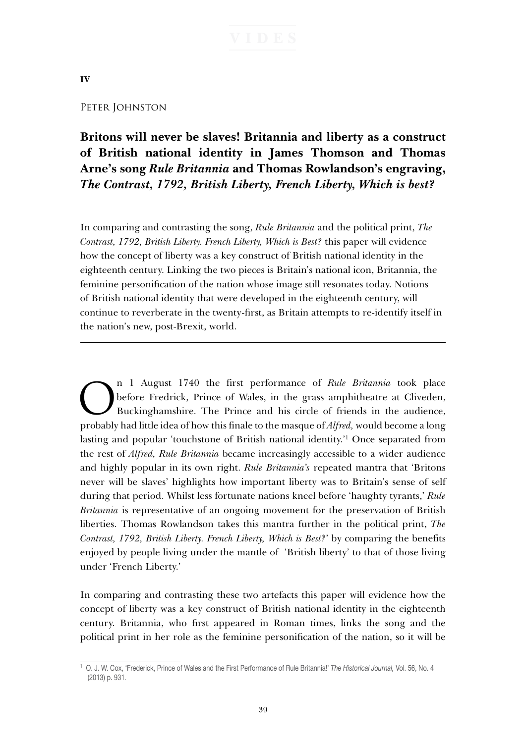**IV**

Peter Johnston

# Britons will never be slaves! Britannia and liberty as a construct of British national identity in James Thomson and Thomas Arne's song *Rule Britannia* and Thomas Rowlandson's engraving, *The Contrast, 1792, British Liberty, French Liberty, Which is best?*

In comparing and contrasting the song, *Rule Britannia* and the political print, *The Contrast, 1792, British Liberty. French Liberty, Which is Best?* this paper will evidence how the concept of liberty was a key construct of British national identity in the eighteenth century. Linking the two pieces is Britain's national icon, Britannia, the feminine personification of the nation whose image still resonates today. Notions of British national identity that were developed in the eighteenth century, will continue to reverberate in the twenty-first, as Britain attempts to re-identify itself in the nation's new, post-Brexit, world.

---

On 1 August 1740 the first performance of *Rule Britannia* took place before Fredrick, Prince of Wales, in the grass amphitheatre at Cliveden, Buckinghamshire. The Prince and his circle of friends in the audience, probably had little idea of how this finale to the masque of *Alfred,* would become a long lasting and popular 'touchstone of British national identity.'[1] Once separated from the rest of *Alfred, Rule Britannia* became increasingly accessible to a wider audience and highly popular in its own right. *Rule Britannia's* repeated mantra that 'Britons never will be slaves' highlights how important liberty was to Britain's sense of self during that period. Whilst less fortunate nations kneel before 'haughty tyrants,' *Rule Britannia* is representative of an ongoing movement for the preservation of British liberties. Thomas Rowlandson takes this mantra further in the political print, *The Contrast, 1792, British Liberty. French Liberty, Which is Best?*' by comparing the benefits enjoyed by people living under the mantle of 'British liberty' to that of those living under 'French Liberty.'

In comparing and contrasting these two artefacts this paper will evidence how the concept of liberty was a key construct of British national identity in the eighteenth century. Britannia, who first appeared in Roman times, links the song and the political print in her role as the feminine personification of the nation, so it will be

[1] O. J. W. Cox, 'Frederick, Prince of Wales and the First Performance of Rule Britannia!' *The Historical Journal,* Vol. 56, No. 4 (2013) p. 931.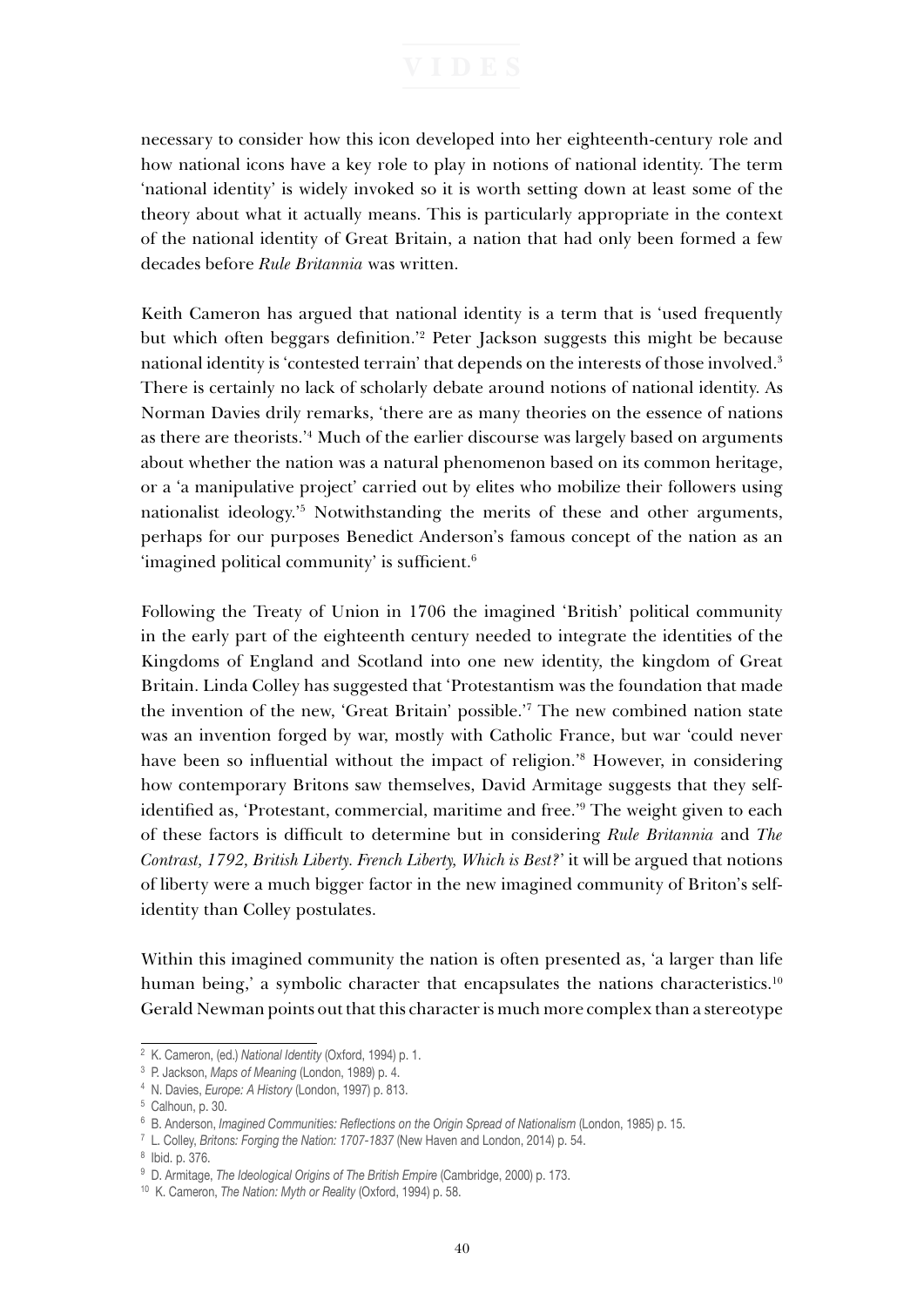necessary to consider how this icon developed into her eighteenth-century role and how national icons have a key role to play in notions of national identity. The term 'national identity' is widely invoked so it is worth setting down at least some of the theory about what it actually means. This is particularly appropriate in the context of the national identity of Great Britain, a nation that had only been formed a few decades before *Rule Britannia* was written.

Keith Cameron has argued that national identity is a term that is 'used frequently but which often beggars definition.'[2] Peter Jackson suggests this might be because national identity is 'contested terrain' that depends on the interests of those involved.[3] There is certainly no lack of scholarly debate around notions of national identity. As Norman Davies drily remarks, 'there are as many theories on the essence of nations as there are theorists.'[4] Much of the earlier discourse was largely based on arguments about whether the nation was a natural phenomenon based on its common heritage, or a 'a manipulative project' carried out by elites who mobilize their followers using nationalist ideology.'[5] Notwithstanding the merits of these and other arguments, perhaps for our purposes Benedict Anderson's famous concept of the nation as an 'imagined political community' is sufficient.[6]

Following the Treaty of Union in 1706 the imagined 'British' political community in the early part of the eighteenth century needed to integrate the identities of the Kingdoms of England and Scotland into one new identity, the kingdom of Great Britain. Linda Colley has suggested that 'Protestantism was the foundation that made the invention of the new, 'Great Britain' possible.'[7] The new combined nation state was an invention forged by war, mostly with Catholic France, but war 'could never have been so influential without the impact of religion.'[8] However, in considering how contemporary Britons saw themselves, David Armitage suggests that they self-identified as, 'Protestant, commercial, maritime and free.'[9] The weight given to each of these factors is difficult to determine but in considering *Rule Britannia* and *The Contrast, 1792, British Liberty. French Liberty, Which is Best?*' it will be argued that notions of liberty were a much bigger factor in the new imagined community of Briton's self-identity than Colley postulates.

Within this imagined community the nation is often presented as, 'a larger than life human being,' a symbolic character that encapsulates the nations characteristics.[10] Gerald Newman points out that this character is much more complex than a stereotype

---

[2] K. Cameron, (ed.) *National Identity* (Oxford, 1994) p. 1.

[3] P. Jackson, *Maps of Meaning* (London, 1989) p. 4.

[4] N. Davies, *Europe: A History* (London, 1997) p. 813.

[5] Calhoun, p. 30.

[6] B. Anderson, *Imagined Communities: Reflections on the Origin Spread of Nationalism* (London, 1985) p. 15.

[7] L. Colley, *Britons: Forging the Nation: 1707-1837* (New Haven and London, 2014) p. 54.

[8] Ibid. p. 376.

[9] D. Armitage, *The Ideological Origins of The British Empire* (Cambridge, 2000) p. 173.

[10] K. Cameron, *The Nation: Myth or Reality* (Oxford, 1994) p. 58.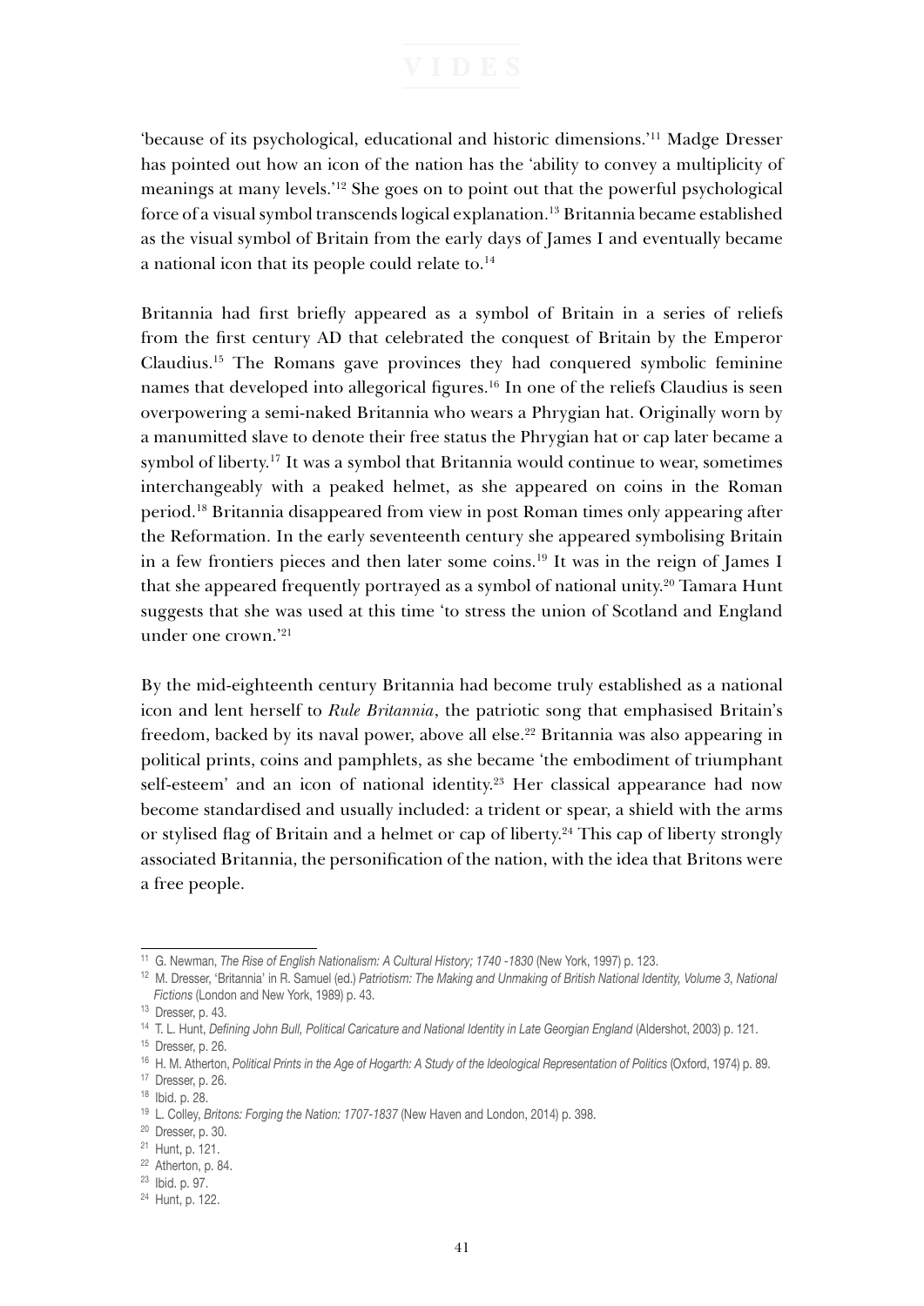'because of its psychological, educational and historic dimensions.'[11] Madge Dresser has pointed out how an icon of the nation has the 'ability to convey a multiplicity of meanings at many levels.'[12] She goes on to point out that the powerful psychological force of a visual symbol transcends logical explanation.[13] Britannia became established as the visual symbol of Britain from the early days of James I and eventually became a national icon that its people could relate to.[14]

Britannia had first briefly appeared as a symbol of Britain in a series of reliefs from the first century AD that celebrated the conquest of Britain by the Emperor Claudius.[15] The Romans gave provinces they had conquered symbolic feminine names that developed into allegorical figures.[16] In one of the reliefs Claudius is seen overpowering a semi-naked Britannia who wears a Phrygian hat. Originally worn by a manumitted slave to denote their free status the Phrygian hat or cap later became a symbol of liberty.[17] It was a symbol that Britannia would continue to wear, sometimes interchangeably with a peaked helmet, as she appeared on coins in the Roman period.[18] Britannia disappeared from view in post Roman times only appearing after the Reformation. In the early seventeenth century she appeared symbolising Britain in a few frontiers pieces and then later some coins.[19] It was in the reign of James I that she appeared frequently portrayed as a symbol of national unity.[20] Tamara Hunt suggests that she was used at this time 'to stress the union of Scotland and England under one crown.'[21]

By the mid-eighteenth century Britannia had become truly established as a national icon and lent herself to *Rule Britannia*, the patriotic song that emphasised Britain's freedom, backed by its naval power, above all else.[22] Britannia was also appearing in political prints, coins and pamphlets, as she became 'the embodiment of triumphant self-esteem' and an icon of national identity.[23] Her classical appearance had now become standardised and usually included: a trident or spear, a shield with the arms or stylised flag of Britain and a helmet or cap of liberty.[24] This cap of liberty strongly associated Britannia, the personification of the nation, with the idea that Britons were a free people.

---

[11] G. Newman, *The Rise of English Nationalism: A Cultural History; 1740 -1830* (New York, 1997) p. 123.

[12] M. Dresser, 'Britannia' in R. Samuel (ed.) *Patriotism: The Making and Unmaking of British National Identity, Volume 3, National Fictions* (London and New York, 1989) p. 43.

[13] Dresser, p. 43.

[14] T. L. Hunt, *Defining John Bull, Political Caricature and National Identity in Late Georgian England* (Aldershot, 2003) p. 121.

[15] Dresser, p. 26.

[16] H. M. Atherton, *Political Prints in the Age of Hogarth: A Study of the Ideological Representation of Politics* (Oxford, 1974) p. 89.

[17] Dresser, p. 26.

[18] Ibid. p. 28.

[19] L. Colley, *Britons: Forging the Nation: 1707-1837* (New Haven and London, 2014) p. 398.

[20] Dresser, p. 30.

[21] Hunt, p. 121.

[22] Atherton, p. 84.

[23] Ibid. p. 97.

[24] Hunt, p. 122.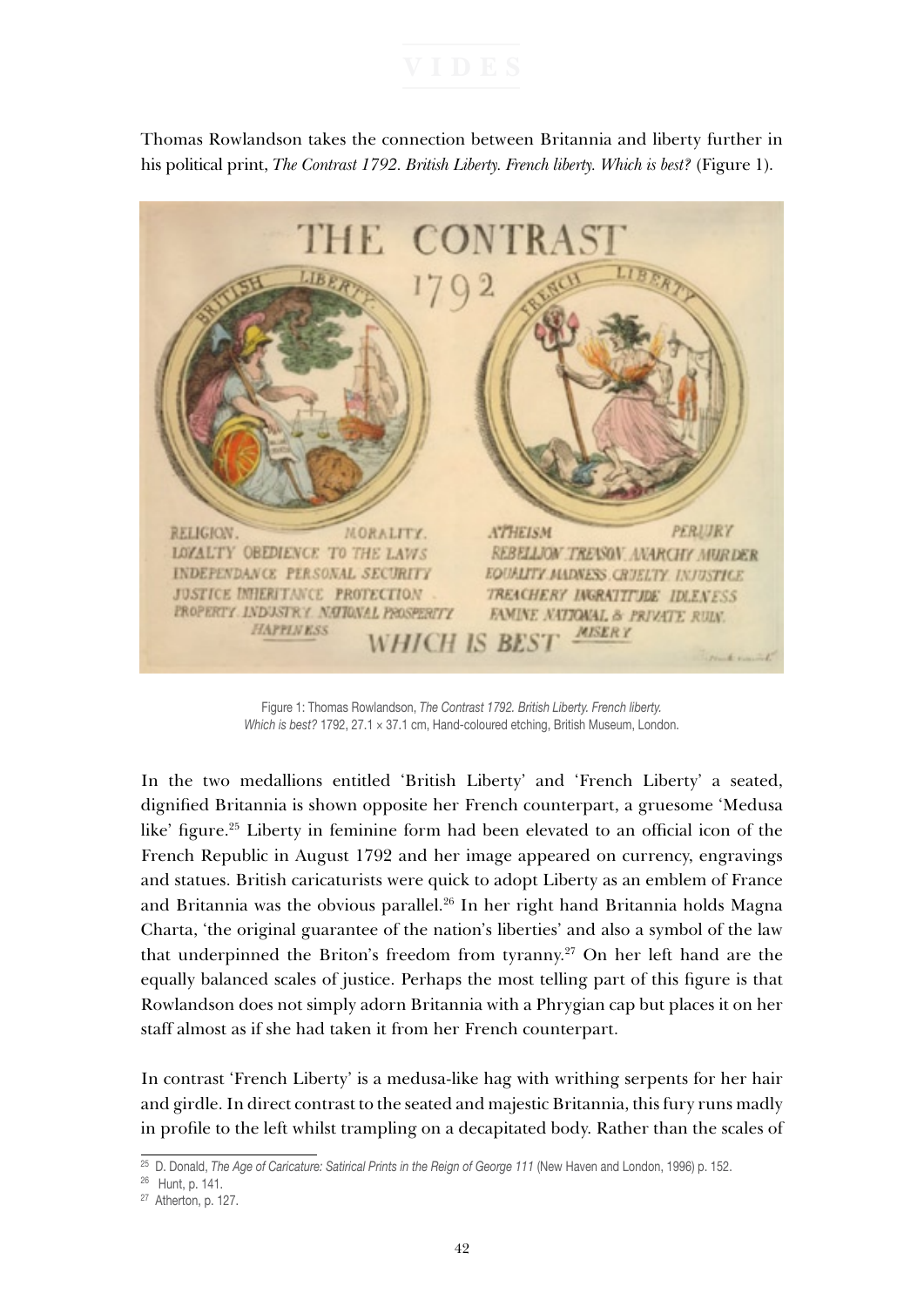Thomas Rowlandson takes the connection between Britannia and liberty further in his political print, *The Contrast 1792. British Liberty. French liberty. Which is best?* (Figure 1).

Figure 1: Thomas Rowlandson, *The Contrast 1792. British Liberty. French liberty. Which is best?* 1792, 27.1 × 37.1 cm, Hand-coloured etching, British Museum, London.

In the two medallions entitled 'British Liberty' and 'French Liberty' a seated, dignified Britannia is shown opposite her French counterpart, a gruesome 'Medusa like' figure.[25] Liberty in feminine form had been elevated to an official icon of the French Republic in August 1792 and her image appeared on currency, engravings and statues. British caricaturists were quick to adopt Liberty as an emblem of France and Britannia was the obvious parallel.[26] In her right hand Britannia holds Magna Charta, 'the original guarantee of the nation's liberties' and also a symbol of the law that underpinned the Briton's freedom from tyranny.[27] On her left hand are the equally balanced scales of justice. Perhaps the most telling part of this figure is that Rowlandson does not simply adorn Britannia with a Phrygian cap but places it on her staff almost as if she had taken it from her French counterpart.

In contrast 'French Liberty' is a medusa-like hag with writhing serpents for her hair and girdle. In direct contrast to the seated and majestic Britannia, this fury runs madly in profile to the left whilst trampling on a decapitated body. Rather than the scales of

[25] D. Donald, *The Age of Caricature: Satirical Prints in the Reign of George 111* (New Haven and London, 1996) p. 152.

[26] Hunt, p. 141.

[27] Atherton, p. 127.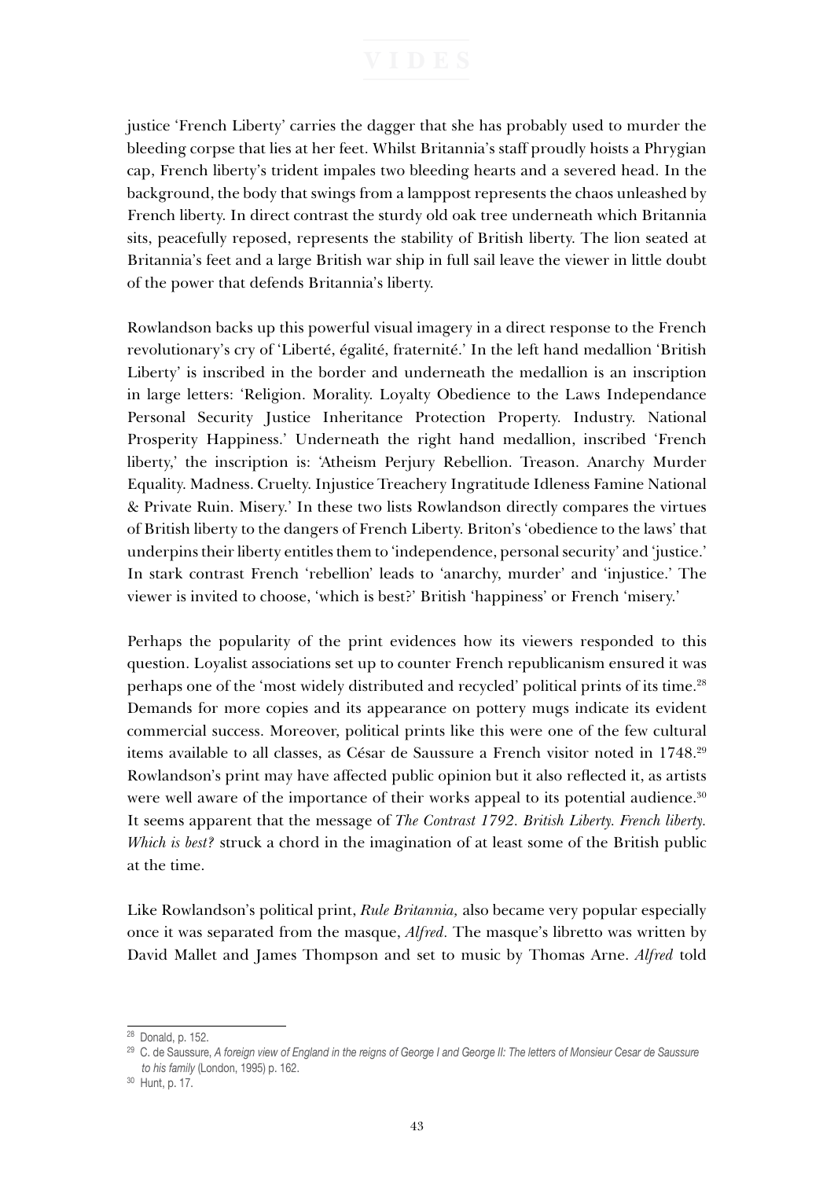justice 'French Liberty' carries the dagger that she has probably used to murder the bleeding corpse that lies at her feet. Whilst Britannia's staff proudly hoists a Phrygian cap, French liberty's trident impales two bleeding hearts and a severed head. In the background, the body that swings from a lamppost represents the chaos unleashed by French liberty. In direct contrast the sturdy old oak tree underneath which Britannia sits, peacefully reposed, represents the stability of British liberty. The lion seated at Britannia's feet and a large British war ship in full sail leave the viewer in little doubt of the power that defends Britannia's liberty.

Rowlandson backs up this powerful visual imagery in a direct response to the French revolutionary's cry of 'Liberté, égalité, fraternité.' In the left hand medallion 'British Liberty' is inscribed in the border and underneath the medallion is an inscription in large letters: 'Religion. Morality. Loyalty Obedience to the Laws Independance Personal Security Justice Inheritance Protection Property. Industry. National Prosperity Happiness.' Underneath the right hand medallion, inscribed 'French liberty,' the inscription is: 'Atheism Perjury Rebellion. Treason. Anarchy Murder Equality. Madness. Cruelty. Injustice Treachery Ingratitude Idleness Famine National & Private Ruin. Misery.' In these two lists Rowlandson directly compares the virtues of British liberty to the dangers of French Liberty. Briton's 'obedience to the laws' that underpins their liberty entitles them to 'independence, personal security' and 'justice.' In stark contrast French 'rebellion' leads to 'anarchy, murder' and 'injustice.' The viewer is invited to choose, 'which is best?' British 'happiness' or French 'misery.'

Perhaps the popularity of the print evidences how its viewers responded to this question. Loyalist associations set up to counter French republicanism ensured it was perhaps one of the 'most widely distributed and recycled' political prints of its time.[28] Demands for more copies and its appearance on pottery mugs indicate its evident commercial success. Moreover, political prints like this were one of the few cultural items available to all classes, as César de Saussure a French visitor noted in 1748.[29] Rowlandson's print may have affected public opinion but it also reflected it, as artists were well aware of the importance of their works appeal to its potential audience.[30] It seems apparent that the message of *The Contrast 1792. British Liberty. French liberty. Which is best?* struck a chord in the imagination of at least some of the British public at the time.

Like Rowlandson's political print, *Rule Britannia,* also became very popular especially once it was separated from the masque, *Alfred.* The masque's libretto was written by David Mallet and James Thompson and set to music by Thomas Arne. *Alfred* told

---

[28] Donald, p. 152.

[29] C. de Saussure, *A foreign view of England in the reigns of George I and George II: The letters of Monsieur Cesar de Saussure to his family* (London, 1995) p. 162.

[30] Hunt, p. 17.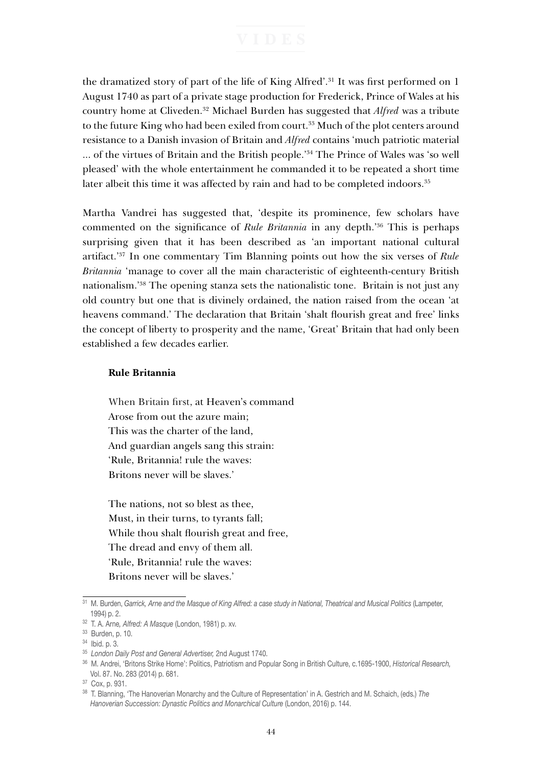the dramatized story of part of the life of King Alfred'.[31] It was first performed on 1 August 1740 as part of a private stage production for Frederick, Prince of Wales at his country home at Cliveden.[32] Michael Burden has suggested that *Alfred* was a tribute to the future King who had been exiled from court.[33] Much of the plot centers around resistance to a Danish invasion of Britain and *Alfred* contains 'much patriotic material ... of the virtues of Britain and the British people.'[34] The Prince of Wales was 'so well pleased' with the whole entertainment he commanded it to be repeated a short time later albeit this time it was affected by rain and had to be completed indoors.[35]

Martha Vandrei has suggested that, 'despite its prominence, few scholars have commented on the significance of *Rule Britannia* in any depth.'[36] This is perhaps surprising given that it has been described as 'an important national cultural artifact.'[37] In one commentary Tim Blanning points out how the six verses of *Rule Britannia* 'manage to cover all the main characteristic of eighteenth-century British nationalism.'[38] The opening stanza sets the nationalistic tone. Britain is not just any old country but one that is divinely ordained, the nation raised from the ocean 'at heavens command.' The declaration that Britain 'shalt flourish great and free' links the concept of liberty to prosperity and the name, 'Great' Britain that had only been established a few decades earlier.

**Rule Britannia**

When Britain first, at Heaven's command  
Arose from out the azure main;  
This was the charter of the land,  
And guardian angels sang this strain:  
'Rule, Britannia! rule the waves:  
Britons never will be slaves.'

The nations, not so blest as thee,  
Must, in their turns, to tyrants fall;  
While thou shalt flourish great and free,  
The dread and envy of them all.  
'Rule, Britannia! rule the waves:  
Britons never will be slaves.'

---

[31] M. Burden, *Garrick, Arne and the Masque of King Alfred: a case study in National, Theatrical and Musical Politics* (Lampeter, 1994) p. 2.

[32] T. A. Arne, *Alfred: A Masque* (London, 1981) p. xv.

[33] Burden, p. 10.

[34] Ibid. p. 3.

[35] *London Daily Post and General Advertiser,* 2nd August 1740.

[36] M. Andrei, 'Britons Strike Home': Politics, Patriotism and Popular Song in British Culture, c.1695-1900, *Historical Research,* Vol. 87. No. 283 (2014) p. 681.

[37] Cox, p. 931.

[38] T. Blanning, 'The Hanoverian Monarchy and the Culture of Representation' in A. Gestrich and M. Schaich, (eds.) *The Hanoverian Succession: Dynastic Politics and Monarchical Culture* (London, 2016) p. 144.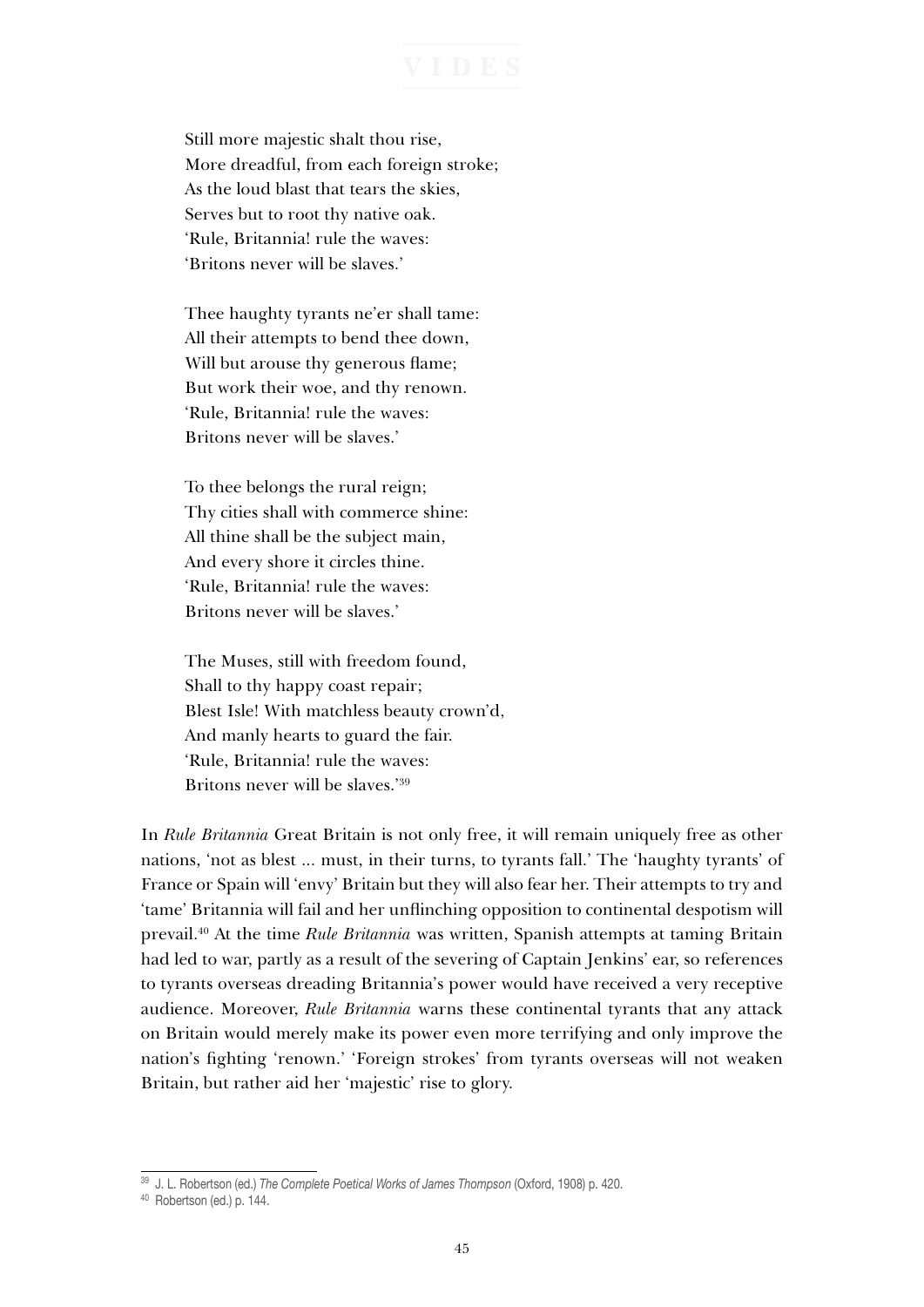Still more majestic shalt thou rise,
More dreadful, from each foreign stroke;
As the loud blast that tears the skies,
Serves but to root thy native oak.
'Rule, Britannia! rule the waves:
'Britons never will be slaves.'

Thee haughty tyrants ne'er shall tame:
All their attempts to bend thee down,
Will but arouse thy generous flame;
But work their woe, and thy renown.
'Rule, Britannia! rule the waves:
Britons never will be slaves.'

To thee belongs the rural reign;
Thy cities shall with commerce shine:
All thine shall be the subject main,
And every shore it circles thine.
'Rule, Britannia! rule the waves:
Britons never will be slaves.'

The Muses, still with freedom found,
Shall to thy happy coast repair;
Blest Isle! With matchless beauty crown'd,
And manly hearts to guard the fair.
'Rule, Britannia! rule the waves:
Britons never will be slaves.'[39]

In *Rule Britannia* Great Britain is not only free, it will remain uniquely free as other nations, 'not as blest ... must, in their turns, to tyrants fall.' The 'haughty tyrants' of France or Spain will 'envy' Britain but they will also fear her. Their attempts to try and 'tame' Britannia will fail and her unflinching opposition to continental despotism will prevail.[40] At the time *Rule Britannia* was written, Spanish attempts at taming Britain had led to war, partly as a result of the severing of Captain Jenkins' ear, so references to tyrants overseas dreading Britannia's power would have received a very receptive audience. Moreover, *Rule Britannia* warns these continental tyrants that any attack on Britain would merely make its power even more terrifying and only improve the nation's fighting 'renown.' 'Foreign strokes' from tyrants overseas will not weaken Britain, but rather aid her 'majestic' rise to glory.

---

[39] J. L. Robertson (ed.) *The Complete Poetical Works of James Thompson* (Oxford, 1908) p. 420.

[40] Robertson (ed.) p. 144.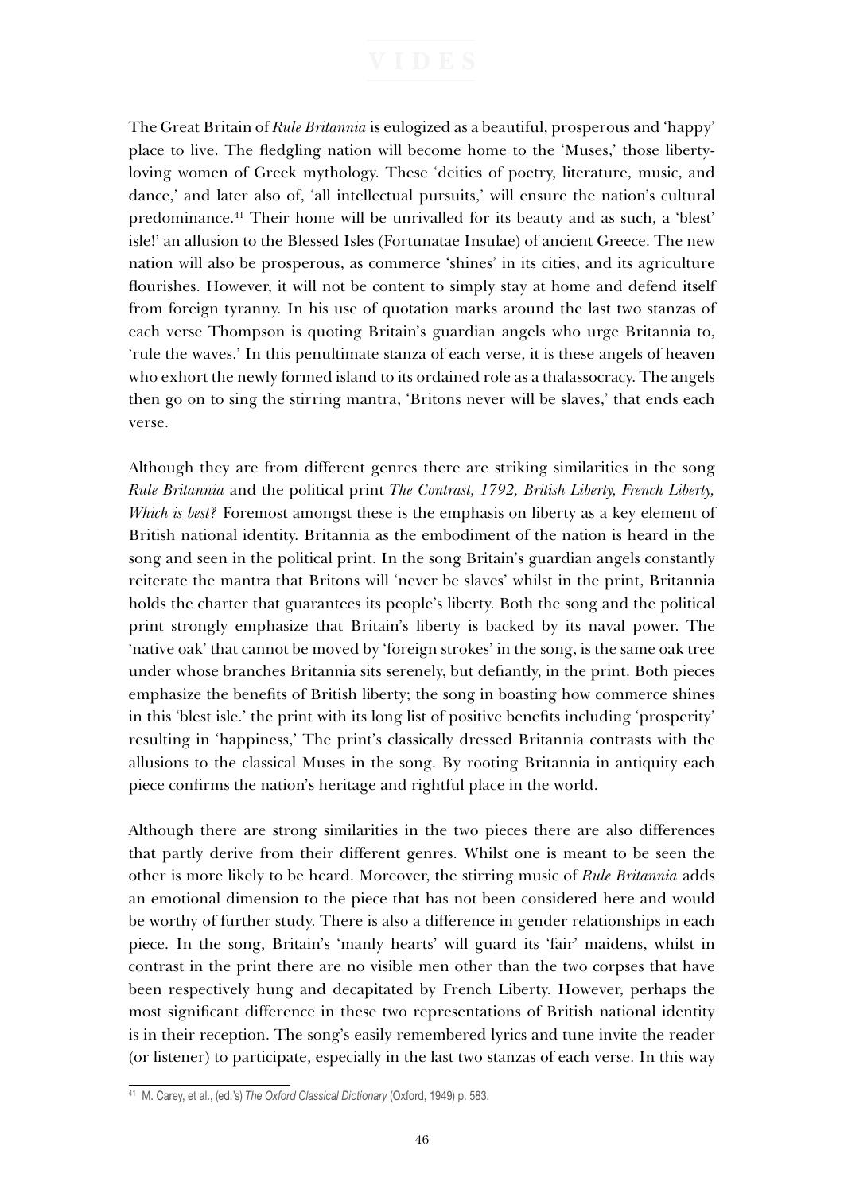The Great Britain of *Rule Britannia* is eulogized as a beautiful, prosperous and 'happy' place to live. The fledgling nation will become home to the 'Muses,' those liberty-loving women of Greek mythology. These 'deities of poetry, literature, music, and dance,' and later also of, 'all intellectual pursuits,' will ensure the nation's cultural predominance.[41] Their home will be unrivalled for its beauty and as such, a 'blest' isle!' an allusion to the Blessed Isles (Fortunatae Insulae) of ancient Greece. The new nation will also be prosperous, as commerce 'shines' in its cities, and its agriculture flourishes. However, it will not be content to simply stay at home and defend itself from foreign tyranny. In his use of quotation marks around the last two stanzas of each verse Thompson is quoting Britain's guardian angels who urge Britannia to, 'rule the waves.' In this penultimate stanza of each verse, it is these angels of heaven who exhort the newly formed island to its ordained role as a thalassocracy. The angels then go on to sing the stirring mantra, 'Britons never will be slaves,' that ends each verse.

Although they are from different genres there are striking similarities in the song *Rule Britannia* and the political print *The Contrast, 1792, British Liberty, French Liberty, Which is best?* Foremost amongst these is the emphasis on liberty as a key element of British national identity. Britannia as the embodiment of the nation is heard in the song and seen in the political print. In the song Britain's guardian angels constantly reiterate the mantra that Britons will 'never be slaves' whilst in the print, Britannia holds the charter that guarantees its people's liberty. Both the song and the political print strongly emphasize that Britain's liberty is backed by its naval power. The 'native oak' that cannot be moved by 'foreign strokes' in the song, is the same oak tree under whose branches Britannia sits serenely, but defiantly, in the print. Both pieces emphasize the benefits of British liberty; the song in boasting how commerce shines in this 'blest isle.' the print with its long list of positive benefits including 'prosperity' resulting in 'happiness,' The print's classically dressed Britannia contrasts with the allusions to the classical Muses in the song. By rooting Britannia in antiquity each piece confirms the nation's heritage and rightful place in the world.

Although there are strong similarities in the two pieces there are also differences that partly derive from their different genres. Whilst one is meant to be seen the other is more likely to be heard. Moreover, the stirring music of *Rule Britannia* adds an emotional dimension to the piece that has not been considered here and would be worthy of further study. There is also a difference in gender relationships in each piece. In the song, Britain's 'manly hearts' will guard its 'fair' maidens, whilst in contrast in the print there are no visible men other than the two corpses that have been respectively hung and decapitated by French Liberty. However, perhaps the most significant difference in these two representations of British national identity is in their reception. The song's easily remembered lyrics and tune invite the reader (or listener) to participate, especially in the last two stanzas of each verse. In this way

---

[41] M. Carey, et al., (ed.'s) *The Oxford Classical Dictionary* (Oxford, 1949) p. 583.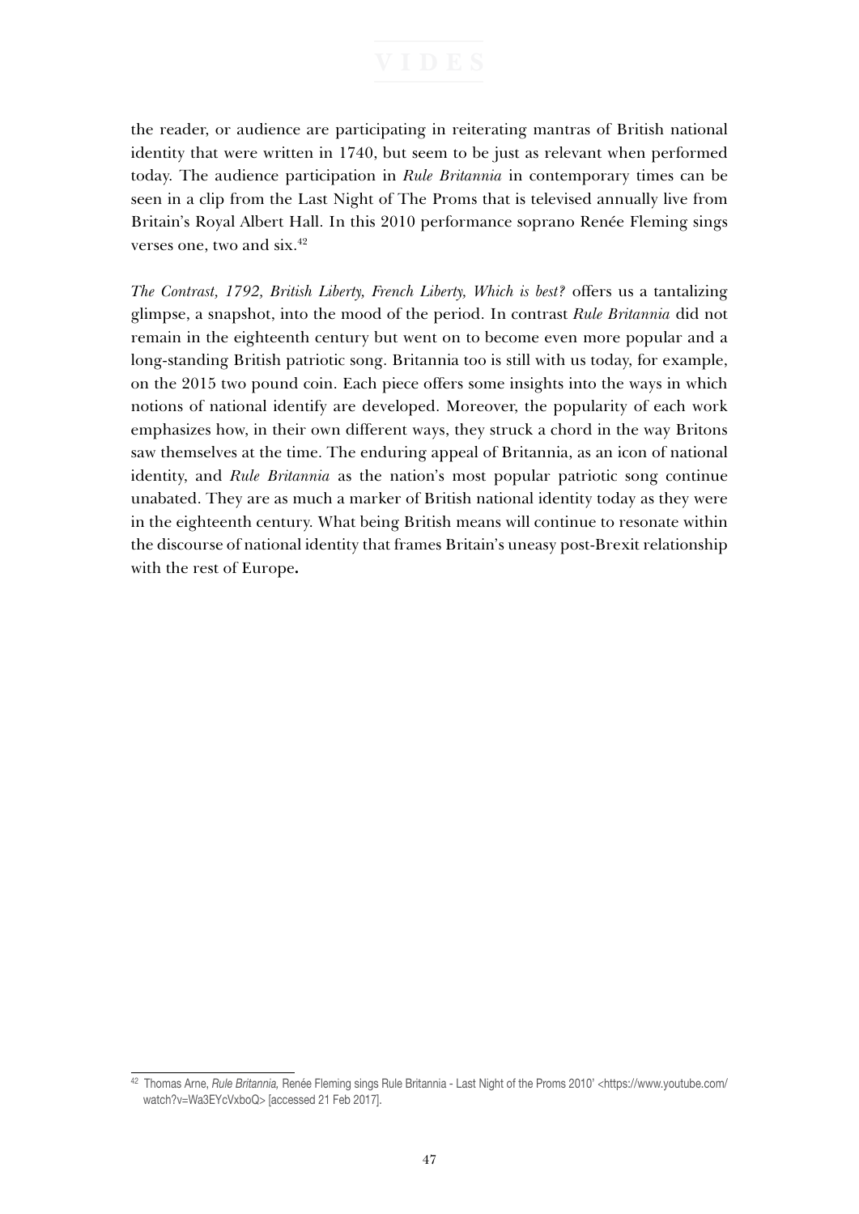the reader, or audience are participating in reiterating mantras of British national identity that were written in 1740, but seem to be just as relevant when performed today. The audience participation in *Rule Britannia* in contemporary times can be seen in a clip from the Last Night of The Proms that is televised annually live from Britain's Royal Albert Hall. In this 2010 performance soprano Renée Fleming sings verses one, two and six.[42]

*The Contrast, 1792, British Liberty, French Liberty, Which is best?* offers us a tantalizing glimpse, a snapshot, into the mood of the period. In contrast *Rule Britannia* did not remain in the eighteenth century but went on to become even more popular and a long-standing British patriotic song. Britannia too is still with us today, for example, on the 2015 two pound coin. Each piece offers some insights into the ways in which notions of national identify are developed. Moreover, the popularity of each work emphasizes how, in their own different ways, they struck a chord in the way Britons saw themselves at the time. The enduring appeal of Britannia, as an icon of national identity, and *Rule Britannia* as the nation's most popular patriotic song continue unabated. They are as much a marker of British national identity today as they were in the eighteenth century. What being British means will continue to resonate within the discourse of national identity that frames Britain's uneasy post-Brexit relationship with the rest of Europe**.**

---

[42] Thomas Arne, *Rule Britannia,* Renée Fleming sings Rule Britannia - Last Night of the Proms 2010' <https://www.youtube.com/watch?v=Wa3EYcVxboQ> [accessed 21 Feb 2017].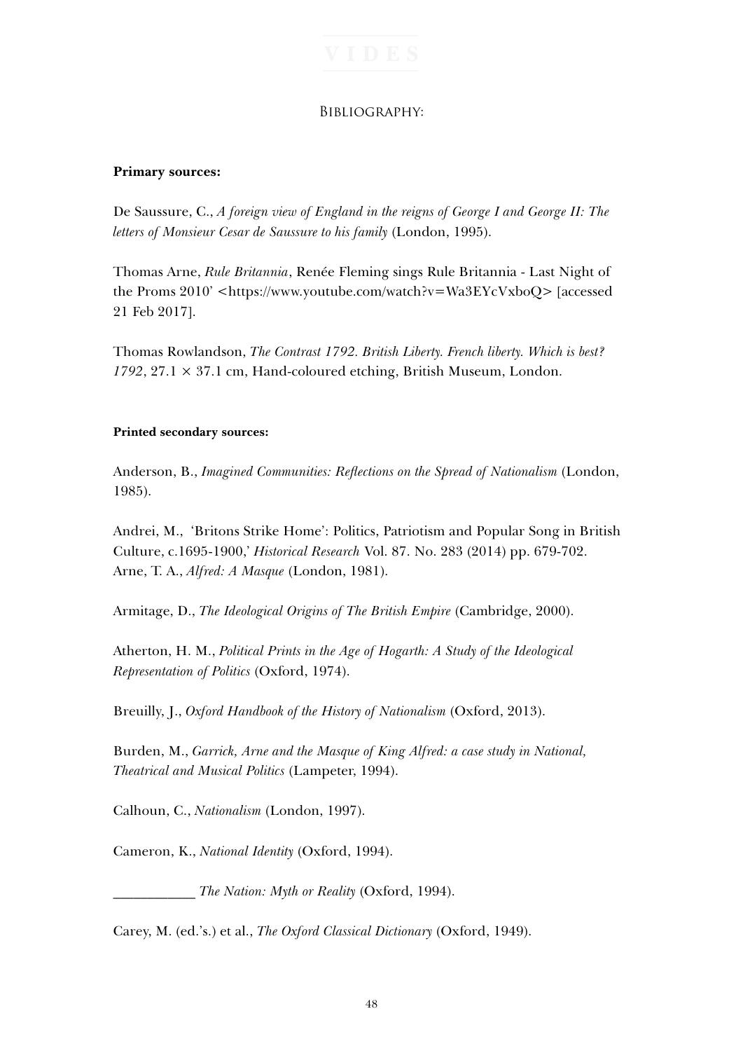# Bibliography:

**Primary sources:**

De Saussure, C., *A foreign view of England in the reigns of George I and George II: The letters of Monsieur Cesar de Saussure to his family* (London, 1995).

Thomas Arne, *Rule Britannia*, Renée Fleming sings Rule Britannia - Last Night of the Proms 2010' <https://www.youtube.com/watch?v=Wa3EYcVxboQ> [accessed 21 Feb 2017].

Thomas Rowlandson, *The Contrast 1792. British Liberty. French liberty. Which is best? 1792*, 27.1 × 37.1 cm, Hand-coloured etching, British Museum, London.

**Printed secondary sources:**

Anderson, B., *Imagined Communities: Reflections on the Spread of Nationalism* (London, 1985).

Andrei, M., 'Britons Strike Home': Politics, Patriotism and Popular Song in British Culture, c.1695-1900,' *Historical Research* Vol. 87. No. 283 (2014) pp. 679-702.
Arne, T. A., *Alfred: A Masque* (London, 1981).

Armitage, D., *The Ideological Origins of The British Empire* (Cambridge, 2000).

Atherton, H. M., *Political Prints in the Age of Hogarth: A Study of the Ideological Representation of Politics* (Oxford, 1974).

Breuilly, J., *Oxford Handbook of the History of Nationalism* (Oxford, 2013).

Burden, M., *Garrick, Arne and the Masque of King Alfred: a case study in National, Theatrical and Musical Politics* (Lampeter, 1994).

Calhoun, C., *Nationalism* (London, 1997).

Cameron, K., *National Identity* (Oxford, 1994).

___________ *The Nation: Myth or Reality* (Oxford, 1994).

Carey, M. (ed.'s.) et al., *The Oxford Classical Dictionary* (Oxford, 1949).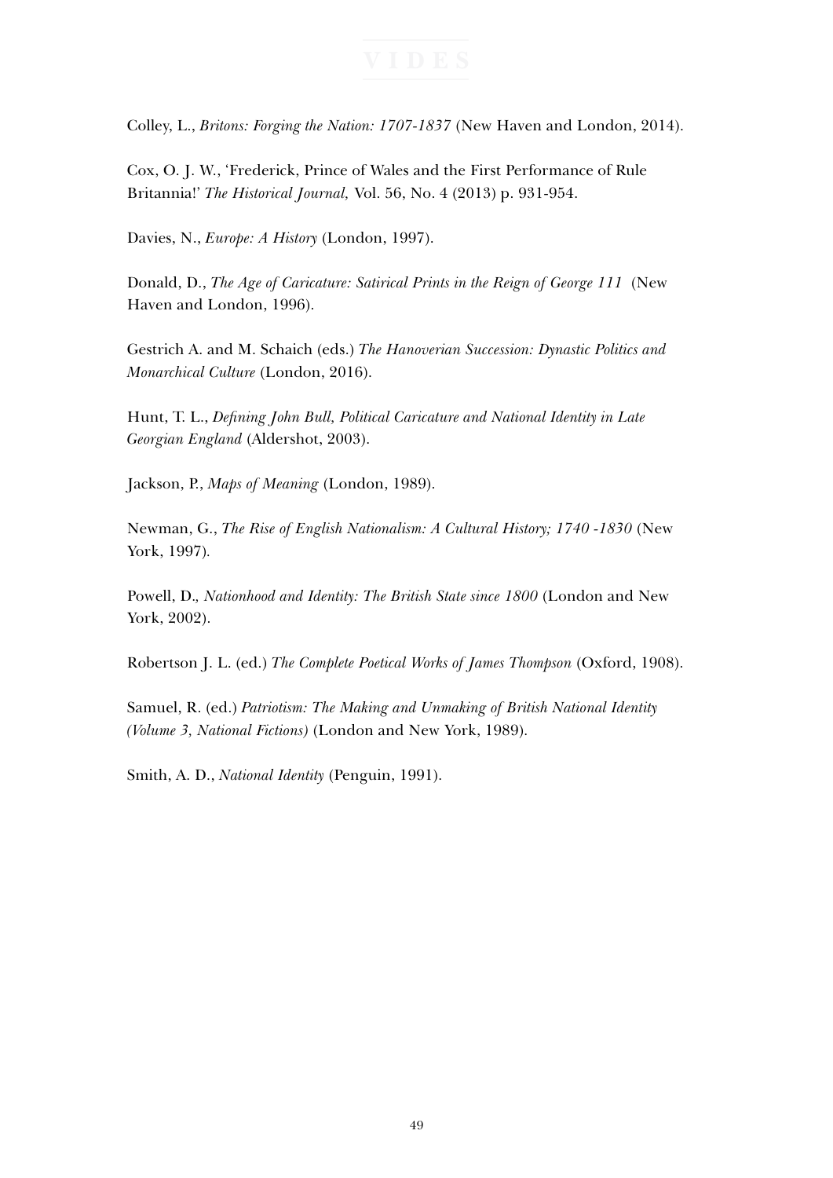Colley, L., *Britons: Forging the Nation: 1707-1837* (New Haven and London, 2014).

Cox, O. J. W., 'Frederick, Prince of Wales and the First Performance of Rule Britannia!' *The Historical Journal,* Vol. 56, No. 4 (2013) p. 931-954.

Davies, N., *Europe: A History* (London, 1997).

Donald, D., *The Age of Caricature: Satirical Prints in the Reign of George 111* (New Haven and London, 1996).

Gestrich A. and M. Schaich (eds.) *The Hanoverian Succession: Dynastic Politics and Monarchical Culture* (London, 2016).

Hunt, T. L., *Defining John Bull, Political Caricature and National Identity in Late Georgian England* (Aldershot, 2003).

Jackson, P., *Maps of Meaning* (London, 1989).

Newman, G., *The Rise of English Nationalism: A Cultural History; 1740 -1830* (New York, 1997).

Powell, D., *Nationhood and Identity: The British State since 1800* (London and New York, 2002).

Robertson J. L. (ed.) *The Complete Poetical Works of James Thompson* (Oxford, 1908).

Samuel, R. (ed.) *Patriotism: The Making and Unmaking of British National Identity (Volume 3, National Fictions)* (London and New York, 1989).

Smith, A. D., *National Identity* (Penguin, 1991).